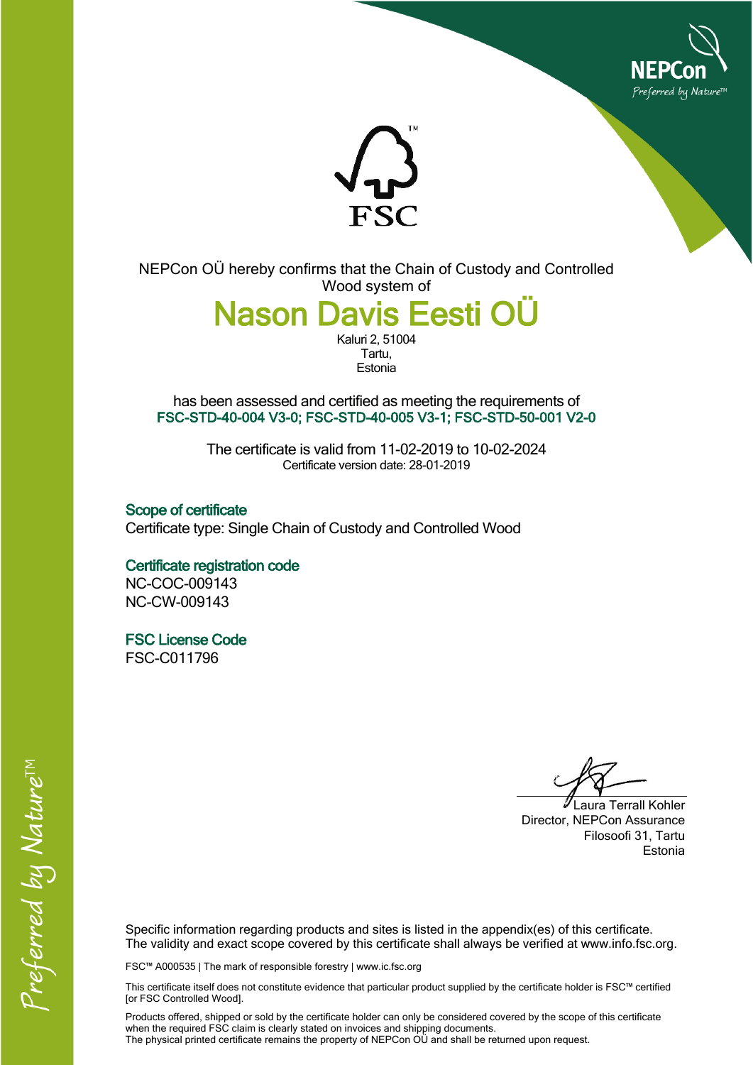NEPCon
Preferred by Nature™

FSC™

NEPCon OÜ hereby confirms that the Chain of Custody and Controlled Wood system of

# Nason Davis Eesti OÜ

Kaluri 2, 51004
Tartu,
Estonia

has been assessed and certified as meeting the requirements of
**FSC-STD-40-004 V3-0; FSC-STD-40-005 V3-1; FSC-STD-50-001 V2-0**

The certificate is valid from 11-02-2019 to 10-02-2024
Certificate version date: 28-01-2019

## Scope of certificate

Certificate type: Single Chain of Custody and Controlled Wood

## Certificate registration code

NC-COC-009143
NC-CW-009143

## FSC License Code

FSC-C011796

Laura Terrall Kohler
Director, NEPCon Assurance
Filosoofi 31, Tartu
Estonia

Specific information regarding products and sites is listed in the appendix(es) of this certificate.
The validity and exact scope covered by this certificate shall always be verified at www.info.fsc.org.

FSC™ A000535 | The mark of responsible forestry | www.ic.fsc.org

This certificate itself does not constitute evidence that particular product supplied by the certificate holder is FSC™ certified [or FSC Controlled Wood].

Products offered, shipped or sold by the certificate holder can only be considered covered by the scope of this certificate when the required FSC claim is clearly stated on invoices and shipping documents.
The physical printed certificate remains the property of NEPCon OÜ and shall be returned upon request.

Preferred by Nature™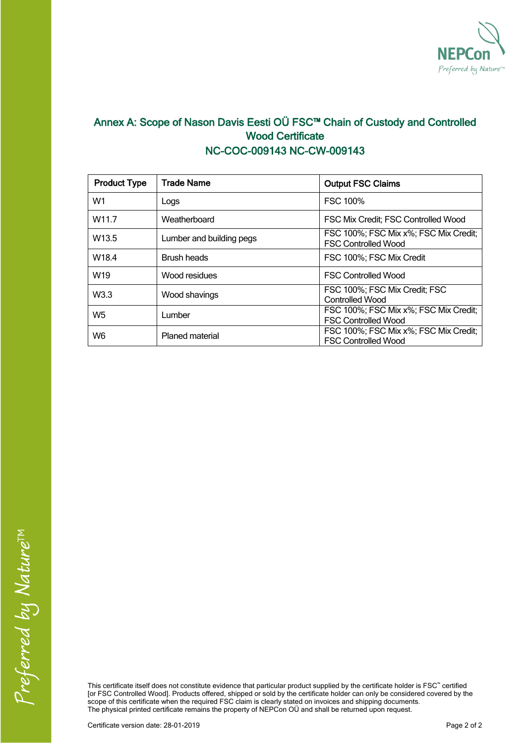## Annex A: Scope of Nason Davis Eesti OÜ FSC™ Chain of Custody and Controlled Wood Certificate NC-COC-009143 NC-CW-009143

| Product Type | Trade Name | Output FSC Claims |
| --- | --- | --- |
| W1 | Logs | FSC 100% |
| W11.7 | Weatherboard | FSC Mix Credit; FSC Controlled Wood |
| W13.5 | Lumber and building pegs | FSC 100%; FSC Mix x%; FSC Mix Credit; FSC Controlled Wood |
| W18.4 | Brush heads | FSC 100%; FSC Mix Credit |
| W19 | Wood residues | FSC Controlled Wood |
| W3.3 | Wood shavings | FSC 100%; FSC Mix Credit; FSC Controlled Wood |
| W5 | Lumber | FSC 100%; FSC Mix x%; FSC Mix Credit; FSC Controlled Wood |
| W6 | Planed material | FSC 100%; FSC Mix x%; FSC Mix Credit; FSC Controlled Wood |

This certificate itself does not constitute evidence that particular product supplied by the certificate holder is FSC™ certified [or FSC Controlled Wood]. Products offered, shipped or sold by the certificate holder can only be considered covered by the scope of this certificate when the required FSC claim is clearly stated on invoices and shipping documents.
The physical printed certificate remains the property of NEPCon OÜ and shall be returned upon request.

Certificate version date: 28-01-2019